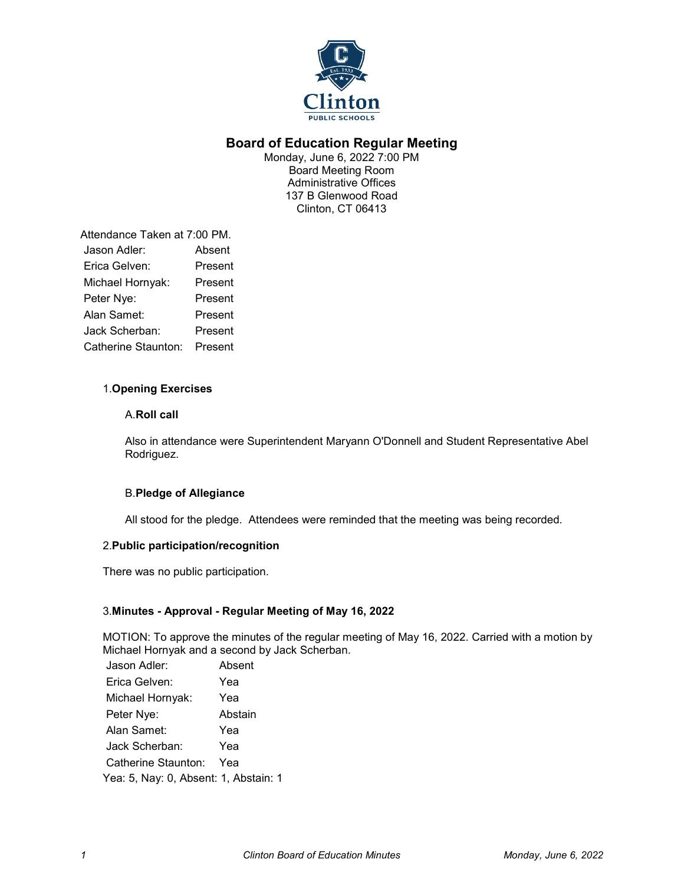# Board of Education Regular Meeting

Monday, June 6, 2022 7:00 PM
Board Meeting Room
Administrative Offices
137 B Glenwood Road
Clinton, CT 06413

Attendance Taken at 7:00 PM.

| | |
|---|---|
| Jason Adler: | Absent |
| Erica Gelven: | Present |
| Michael Hornyak: | Present |
| Peter Nye: | Present |
| Alan Samet: | Present |
| Jack Scherban: | Present |
| Catherine Staunton: | Present |

## 1. Opening Exercises

### A. Roll call

Also in attendance were Superintendent Maryann O'Donnell and Student Representative Abel Rodriguez.

### B. Pledge of Allegiance

All stood for the pledge. Attendees were reminded that the meeting was being recorded.

## 2. Public participation/recognition

There was no public participation.

## 3. Minutes - Approval - Regular Meeting of May 16, 2022

MOTION: To approve the minutes of the regular meeting of May 16, 2022. Carried with a motion by Michael Hornyak and a second by Jack Scherban.

| | |
|---|---|
| Jason Adler: | Absent |
| Erica Gelven: | Yea |
| Michael Hornyak: | Yea |
| Peter Nye: | Abstain |
| Alan Samet: | Yea |
| Jack Scherban: | Yea |
| Catherine Staunton: | Yea |

Yea: 5, Nay: 0, Absent: 1, Abstain: 1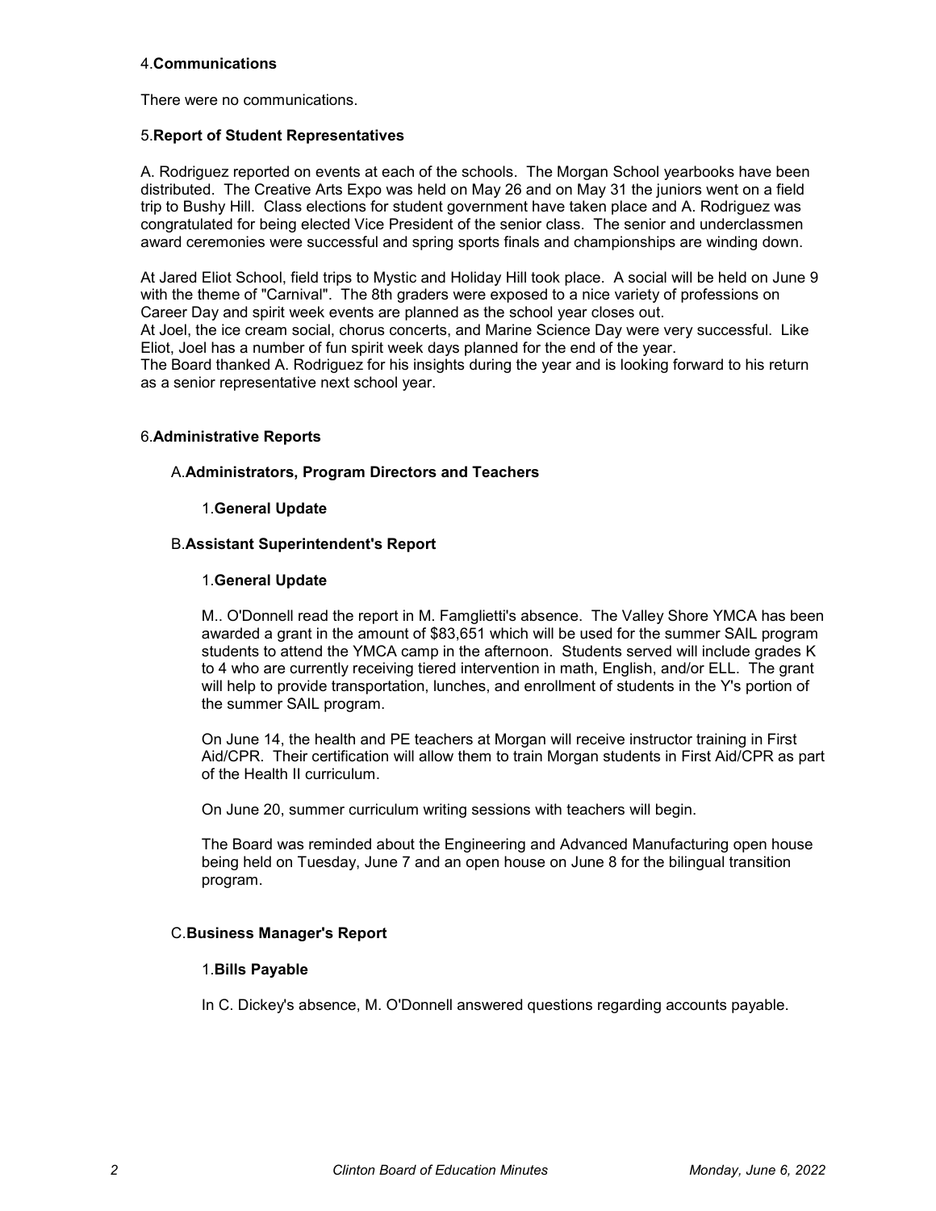## 4. Communications

There were no communications.

## 5. Report of Student Representatives

A. Rodriguez reported on events at each of the schools. The Morgan School yearbooks have been distributed. The Creative Arts Expo was held on May 26 and on May 31 the juniors went on a field trip to Bushy Hill. Class elections for student government have taken place and A. Rodriguez was congratulated for being elected Vice President of the senior class. The senior and underclassmen award ceremonies were successful and spring sports finals and championships are winding down.

At Jared Eliot School, field trips to Mystic and Holiday Hill took place. A social will be held on June 9 with the theme of "Carnival". The 8th graders were exposed to a nice variety of professions on Career Day and spirit week events are planned as the school year closes out.
At Joel, the ice cream social, chorus concerts, and Marine Science Day were very successful. Like Eliot, Joel has a number of fun spirit week days planned for the end of the year.
The Board thanked A. Rodriguez for his insights during the year and is looking forward to his return as a senior representative next school year.

## 6. Administrative Reports

### A. Administrators, Program Directors and Teachers

#### 1. General Update

### B. Assistant Superintendent's Report

#### 1. General Update

M.. O'Donnell read the report in M. Famglietti's absence. The Valley Shore YMCA has been awarded a grant in the amount of $83,651 which will be used for the summer SAIL program students to attend the YMCA camp in the afternoon. Students served will include grades K to 4 who are currently receiving tiered intervention in math, English, and/or ELL. The grant will help to provide transportation, lunches, and enrollment of students in the Y's portion of the summer SAIL program.

On June 14, the health and PE teachers at Morgan will receive instructor training in First Aid/CPR. Their certification will allow them to train Morgan students in First Aid/CPR as part of the Health II curriculum.

On June 20, summer curriculum writing sessions with teachers will begin.

The Board was reminded about the Engineering and Advanced Manufacturing open house being held on Tuesday, June 7 and an open house on June 8 for the bilingual transition program.

### C. Business Manager's Report

#### 1. Bills Payable

In C. Dickey's absence, M. O'Donnell answered questions regarding accounts payable.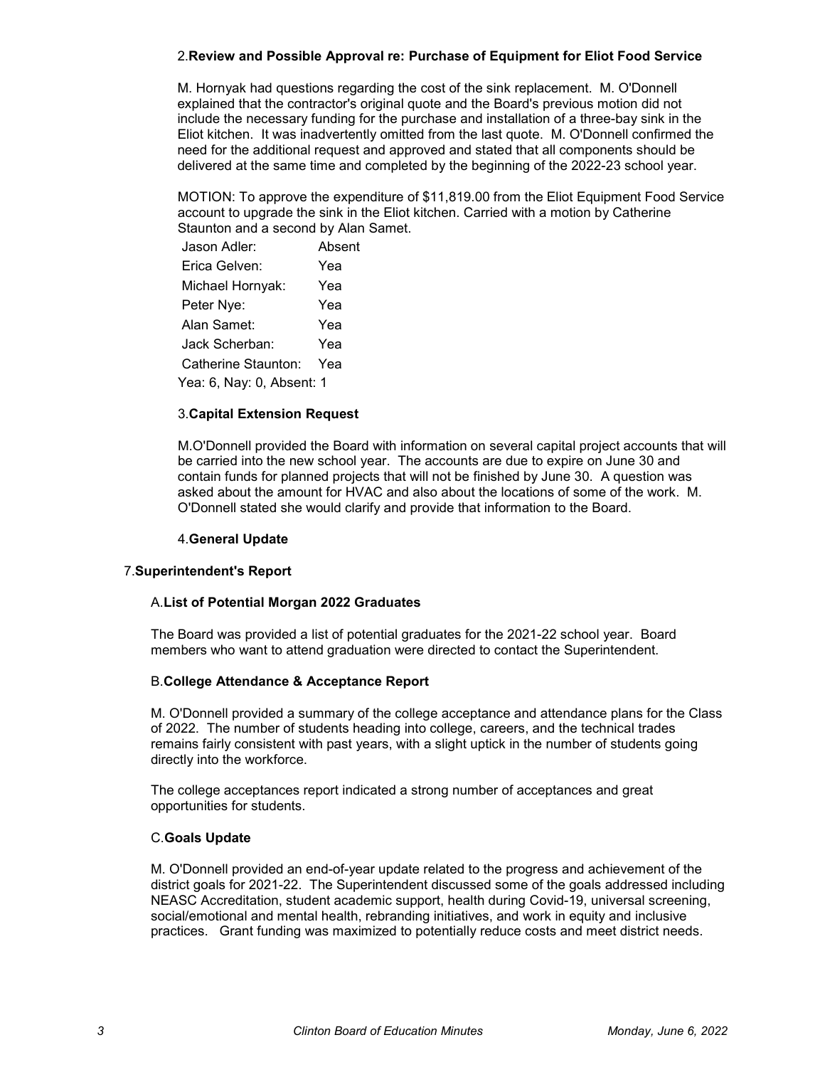2.**Review and Possible Approval re: Purchase of Equipment for Eliot Food Service**

M. Hornyak had questions regarding the cost of the sink replacement. M. O'Donnell explained that the contractor's original quote and the Board's previous motion did not include the necessary funding for the purchase and installation of a three-bay sink in the Eliot kitchen. It was inadvertently omitted from the last quote. M. O'Donnell confirmed the need for the additional request and approved and stated that all components should be delivered at the same time and completed by the beginning of the 2022-23 school year.

MOTION: To approve the expenditure of $11,819.00 from the Eliot Equipment Food Service account to upgrade the sink in the Eliot kitchen. Carried with a motion by Catherine Staunton and a second by Alan Samet.

| | |
|---|---|
| Jason Adler: | Absent |
| Erica Gelven: | Yea |
| Michael Hornyak: | Yea |
| Peter Nye: | Yea |
| Alan Samet: | Yea |
| Jack Scherban: | Yea |
| Catherine Staunton: | Yea |

Yea: 6, Nay: 0, Absent: 1

3.**Capital Extension Request**

M.O'Donnell provided the Board with information on several capital project accounts that will be carried into the new school year. The accounts are due to expire on June 30 and contain funds for planned projects that will not be finished by June 30. A question was asked about the amount for HVAC and also about the locations of some of the work. M. O'Donnell stated she would clarify and provide that information to the Board.

4.**General Update**

7.**Superintendent's Report**

A.**List of Potential Morgan 2022 Graduates**

The Board was provided a list of potential graduates for the 2021-22 school year. Board members who want to attend graduation were directed to contact the Superintendent.

B.**College Attendance & Acceptance Report**

M. O'Donnell provided a summary of the college acceptance and attendance plans for the Class of 2022. The number of students heading into college, careers, and the technical trades remains fairly consistent with past years, with a slight uptick in the number of students going directly into the workforce.

The college acceptances report indicated a strong number of acceptances and great opportunities for students.

C.**Goals Update**

M. O'Donnell provided an end-of-year update related to the progress and achievement of the district goals for 2021-22. The Superintendent discussed some of the goals addressed including NEASC Accreditation, student academic support, health during Covid-19, universal screening, social/emotional and mental health, rebranding initiatives, and work in equity and inclusive practices. Grant funding was maximized to potentially reduce costs and meet district needs.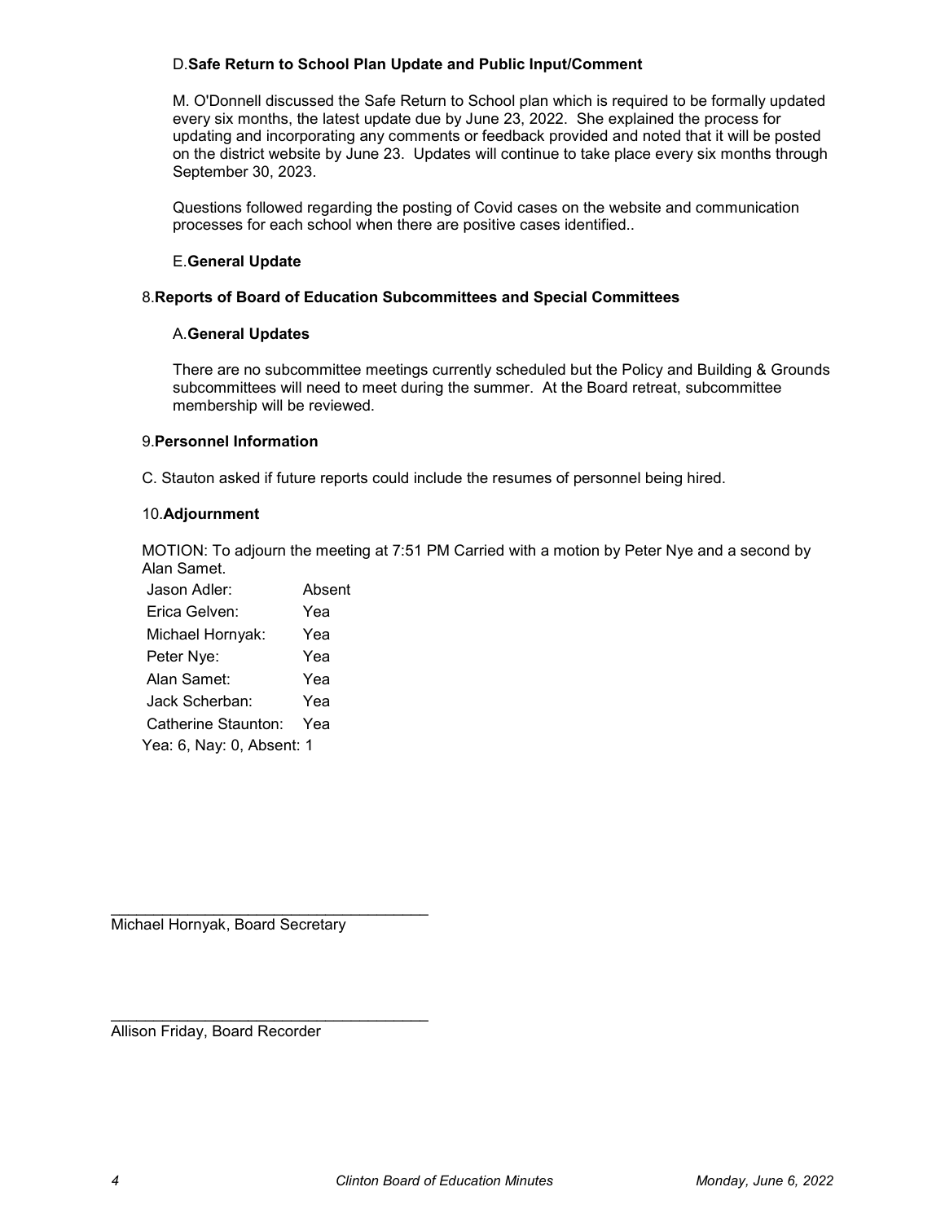D.**Safe Return to School Plan Update and Public Input/Comment**

M. O'Donnell discussed the Safe Return to School plan which is required to be formally updated every six months, the latest update due by June 23, 2022. She explained the process for updating and incorporating any comments or feedback provided and noted that it will be posted on the district website by June 23. Updates will continue to take place every six months through September 30, 2023.

Questions followed regarding the posting of Covid cases on the website and communication processes for each school when there are positive cases identified..

E.**General Update**

8.**Reports of Board of Education Subcommittees and Special Committees**

A.**General Updates**

There are no subcommittee meetings currently scheduled but the Policy and Building & Grounds subcommittees will need to meet during the summer. At the Board retreat, subcommittee membership will be reviewed.

9.**Personnel Information**

C. Stauton asked if future reports could include the resumes of personnel being hired.

10.**Adjournment**

MOTION: To adjourn the meeting at 7:51 PM Carried with a motion by Peter Nye and a second by Alan Samet.

| | |
|---|---|
| Jason Adler: | Absent |
| Erica Gelven: | Yea |
| Michael Hornyak: | Yea |
| Peter Nye: | Yea |
| Alan Samet: | Yea |
| Jack Scherban: | Yea |
| Catherine Staunton: | Yea |

Yea: 6, Nay: 0, Absent: 1

______________________________________
Michael Hornyak, Board Secretary

______________________________________
Allison Friday, Board Recorder